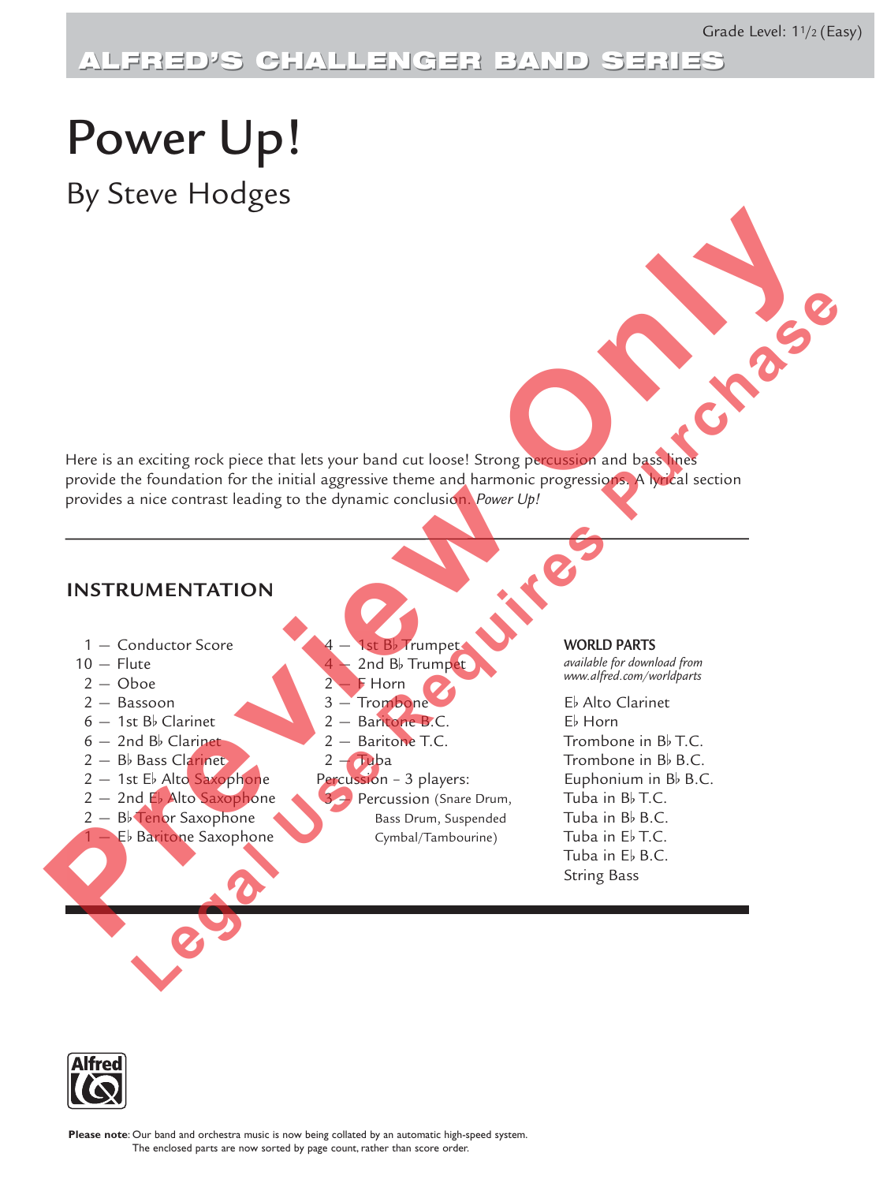Grade Level: 1½ (Easy)

ALFRED'S CHALLENGER BAND SERIES

# Power Up!

## By Steve Hodges

Here is an exciting rock piece that lets your band cut loose! Strong percussion and bass lines provide the foundation for the initial aggressive theme and harmonic progressions. A lyrical section provides a nice contrast leading to the dynamic conclusion. *Power Up!*

---

### INSTRUMENTATION

- 1 — Conductor Score
- 10 — Flute
- 2 — Oboe
- 2 — Bassoon
- 6 — 1st B♭ Clarinet
- 6 — 2nd B♭ Clarinet
- 2 — B♭ Bass Clarinet
- 2 — 1st E♭ Alto Saxophone
- 2 — 2nd E♭ Alto Saxophone
- 2 — B♭ Tenor Saxophone
- 1 — E♭ Baritone Saxophone
- 4 — 1st B♭ Trumpet
- 4 — 2nd B♭ Trumpet
- 2 — F Horn
- 3 — Trombone
- 2 — Baritone B.C.
- 2 — Baritone T.C.
- 2 — Tuba

Percussion – 3 players:
- 3 — Percussion (Snare Drum, Bass Drum, Suspended Cymbal/Tambourine)

**WORLD PARTS**
*available for download from www.alfred.com/worldparts*

- E♭ Alto Clarinet
- E♭ Horn
- Trombone in B♭ T.C.
- Trombone in B♭ B.C.
- Euphonium in B♭ B.C.
- Tuba in B♭ T.C.
- Tuba in B♭ B.C.
- Tuba in E♭ T.C.
- Tuba in E♭ B.C.
- String Bass

Preview Only
Legal Use Requires Purchase

Alfred

**Please note**: Our band and orchestra music is now being collated by an automatic high-speed system. The enclosed parts are now sorted by page count, rather than score order.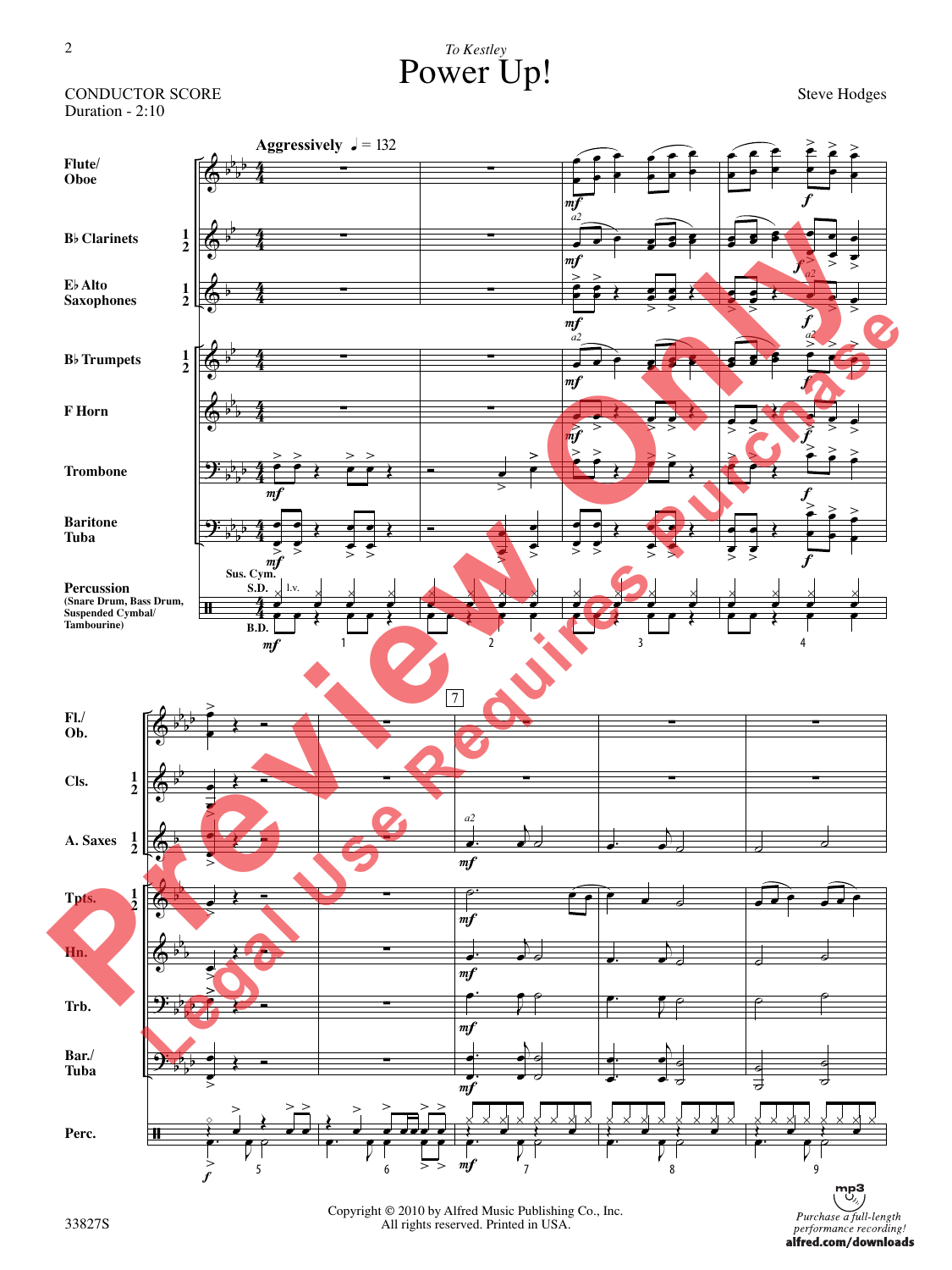*To Kestley*

# Power Up!

CONDUCTOR SCORE
Duration - 2:10

Steve Hodges

Aggressively ♩ = 132

Flute/ Oboe

B♭ Clarinets 1 2

E♭ Alto Saxophones 1 2

B♭ Trumpets 1 2

F Horn

Trombone

Baritone Tuba

Percussion (Snare Drum, Bass Drum, Suspended Cymbal/ Tambourine)

Copyright © 2010 by Alfred Music Publishing Co., Inc.
All rights reserved. Printed in USA.

33827S

*Purchase a full-length performance recording!*
**alfred.com/downloads**